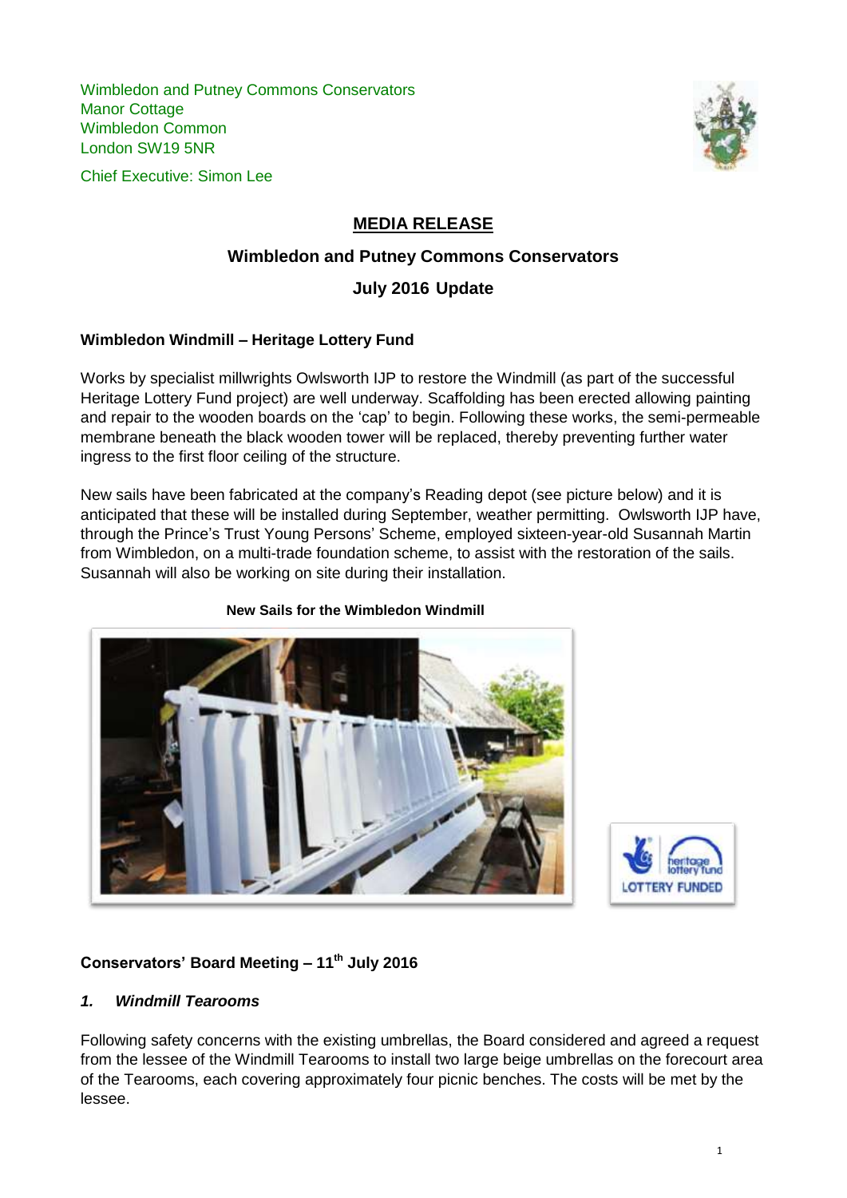Wimbledon and Putney Commons Conservators
Manor Cottage
Wimbledon Common
London SW19 5NR

Chief Executive: Simon Lee

# MEDIA RELEASE

## Wimbledon and Putney Commons Conservators

## July 2016 Update

### Wimbledon Windmill – Heritage Lottery Fund

Works by specialist millwrights Owlsworth IJP to restore the Windmill (as part of the successful Heritage Lottery Fund project) are well underway. Scaffolding has been erected allowing painting and repair to the wooden boards on the 'cap' to begin. Following these works, the semi-permeable membrane beneath the black wooden tower will be replaced, thereby preventing further water ingress to the first floor ceiling of the structure.

New sails have been fabricated at the company's Reading depot (see picture below) and it is anticipated that these will be installed during September, weather permitting. Owlsworth IJP have, through the Prince's Trust Young Persons' Scheme, employed sixteen-year-old Susannah Martin from Wimbledon, on a multi-trade foundation scheme, to assist with the restoration of the sails. Susannah will also be working on site during their installation.

**New Sails for the Wimbledon Windmill**

### Conservators' Board Meeting – 11th July 2016

#### *1. Windmill Tearooms*

Following safety concerns with the existing umbrellas, the Board considered and agreed a request from the lessee of the Windmill Tearooms to install two large beige umbrellas on the forecourt area of the Tearooms, each covering approximately four picnic benches. The costs will be met by the lessee.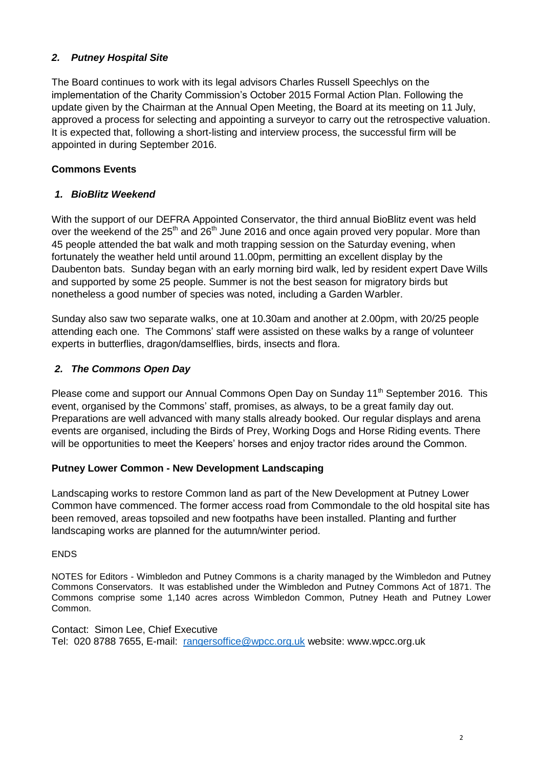### *2. Putney Hospital Site*

The Board continues to work with its legal advisors Charles Russell Speechlys on the implementation of the Charity Commission's October 2015 Formal Action Plan. Following the update given by the Chairman at the Annual Open Meeting, the Board at its meeting on 11 July, approved a process for selecting and appointing a surveyor to carry out the retrospective valuation. It is expected that, following a short-listing and interview process, the successful firm will be appointed in during September 2016.

## **Commons Events**

### *1. BioBlitz Weekend*

With the support of our DEFRA Appointed Conservator, the third annual BioBlitz event was held over the weekend of the 25th and 26th June 2016 and once again proved very popular. More than 45 people attended the bat walk and moth trapping session on the Saturday evening, when fortunately the weather held until around 11.00pm, permitting an excellent display by the Daubenton bats. Sunday began with an early morning bird walk, led by resident expert Dave Wills and supported by some 25 people. Summer is not the best season for migratory birds but nonetheless a good number of species was noted, including a Garden Warbler.

Sunday also saw two separate walks, one at 10.30am and another at 2.00pm, with 20/25 people attending each one. The Commons' staff were assisted on these walks by a range of volunteer experts in butterflies, dragon/damselflies, birds, insects and flora.

### *2. The Commons Open Day*

Please come and support our Annual Commons Open Day on Sunday 11th September 2016. This event, organised by the Commons' staff, promises, as always, to be a great family day out. Preparations are well advanced with many stalls already booked. Our regular displays and arena events are organised, including the Birds of Prey, Working Dogs and Horse Riding events. There will be opportunities to meet the Keepers' horses and enjoy tractor rides around the Common.

## **Putney Lower Common - New Development Landscaping**

Landscaping works to restore Common land as part of the New Development at Putney Lower Common have commenced. The former access road from Commondale to the old hospital site has been removed, areas topsoiled and new footpaths have been installed. Planting and further landscaping works are planned for the autumn/winter period.

ENDS

NOTES for Editors - Wimbledon and Putney Commons is a charity managed by the Wimbledon and Putney Commons Conservators. It was established under the Wimbledon and Putney Commons Act of 1871. The Commons comprise some 1,140 acres across Wimbledon Common, Putney Heath and Putney Lower Common.

Contact: Simon Lee, Chief Executive
Tel: 020 8788 7655, E-mail: rangersoffice@wpcc.org.uk website: www.wpcc.org.uk